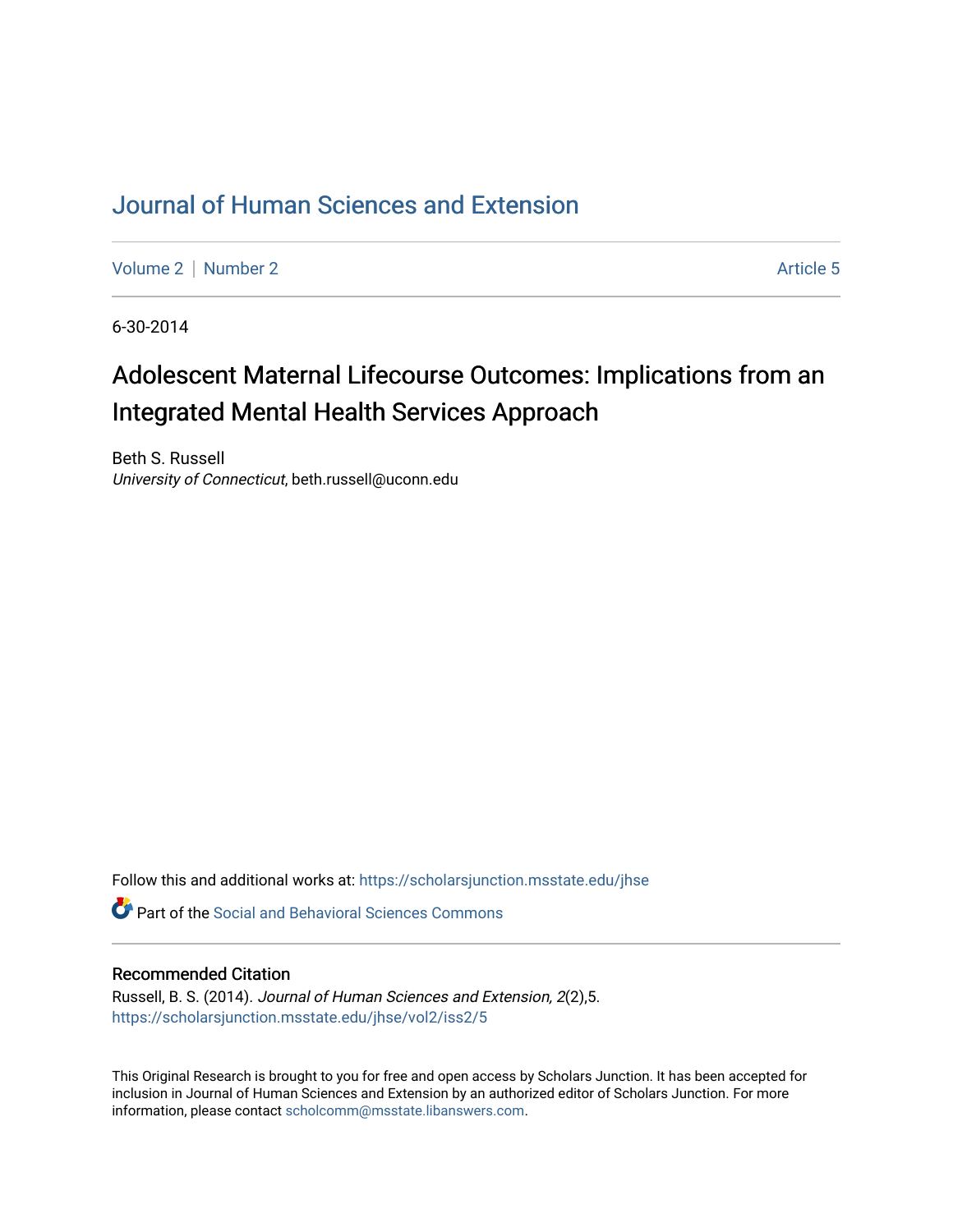# Journal of Human Sciences and Extension

Volume 2 | Number 2 Article 5

6-30-2014

## Adolescent Maternal Lifecourse Outcomes: Implications from an Integrated Mental Health Services Approach

Beth S. Russell
*University of Connecticut*, beth.russell@uconn.edu

Follow this and additional works at: https://scholarsjunction.msstate.edu/jhse

Part of the Social and Behavioral Sciences Commons

### Recommended Citation

Russell, B. S. (2014). *Journal of Human Sciences and Extension, 2*(2),5.
https://scholarsjunction.msstate.edu/jhse/vol2/iss2/5

This Original Research is brought to you for free and open access by Scholars Junction. It has been accepted for inclusion in Journal of Human Sciences and Extension by an authorized editor of Scholars Junction. For more information, please contact scholcomm@msstate.libanswers.com.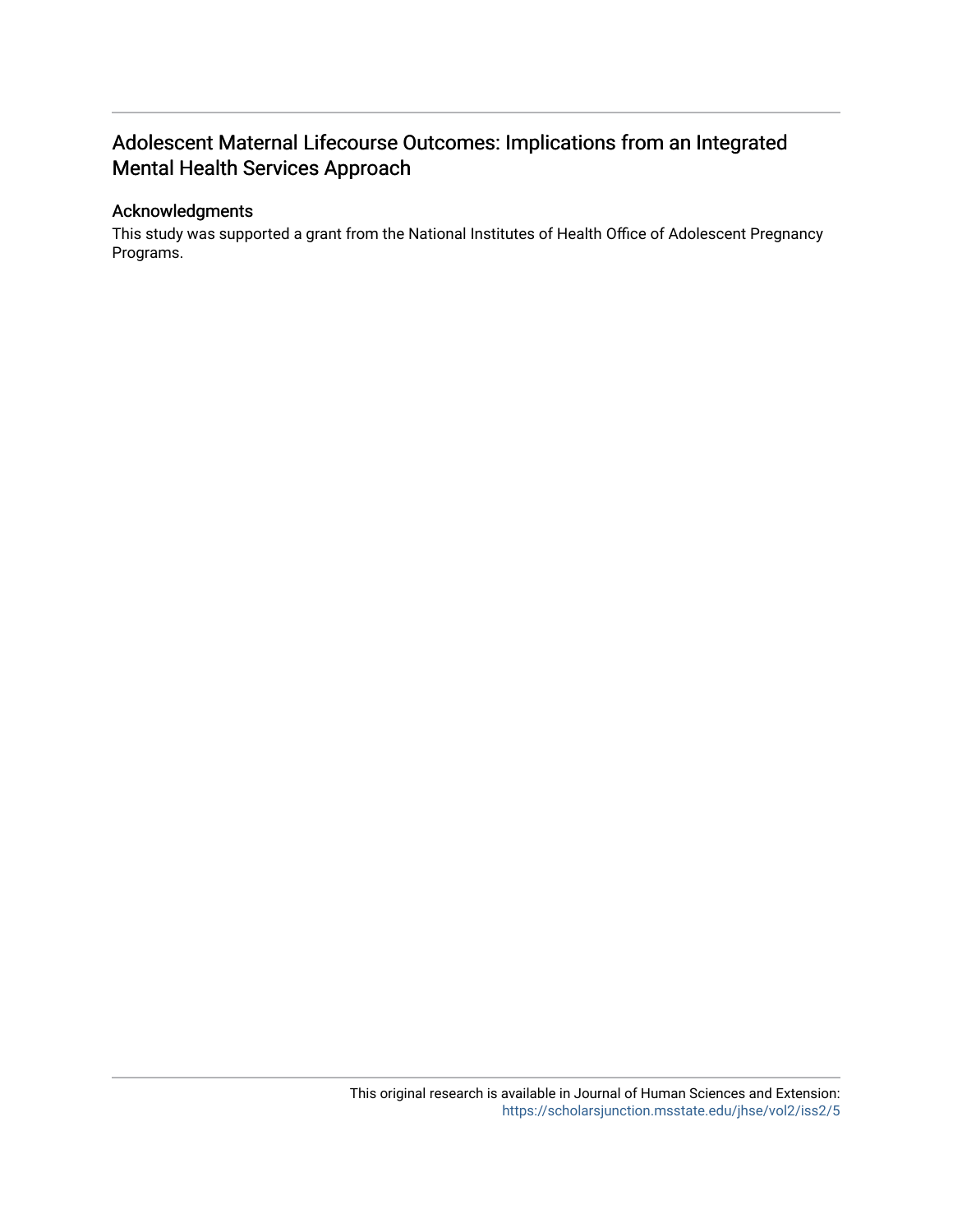# Adolescent Maternal Lifecourse Outcomes: Implications from an Integrated Mental Health Services Approach

## Acknowledgments

This study was supported a grant from the National Institutes of Health Office of Adolescent Pregnancy Programs.

This original research is available in Journal of Human Sciences and Extension: https://scholarsjunction.msstate.edu/jhse/vol2/iss2/5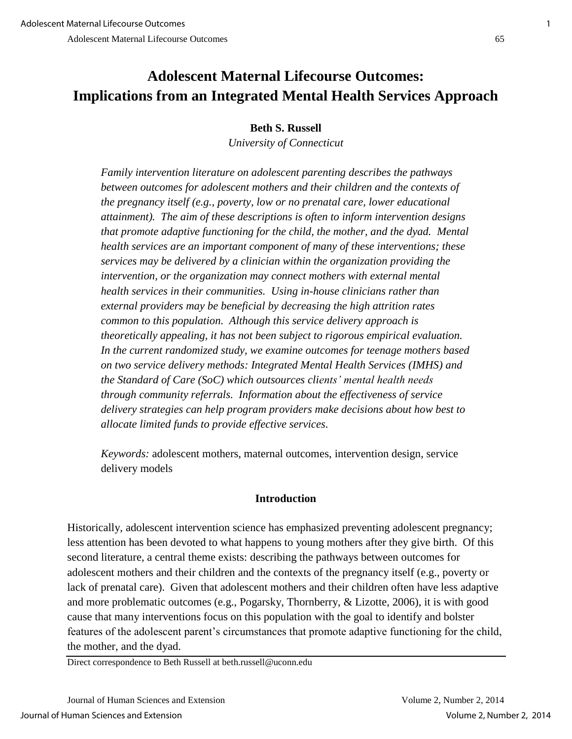# Adolescent Maternal Lifecourse Outcomes: Implications from an Integrated Mental Health Services Approach

**Beth S. Russell**

*University of Connecticut*

*Family intervention literature on adolescent parenting describes the pathways between outcomes for adolescent mothers and their children and the contexts of the pregnancy itself (e.g., poverty, low or no prenatal care, lower educational attainment). The aim of these descriptions is often to inform intervention designs that promote adaptive functioning for the child, the mother, and the dyad. Mental health services are an important component of many of these interventions; these services may be delivered by a clinician within the organization providing the intervention, or the organization may connect mothers with external mental health services in their communities. Using in-house clinicians rather than external providers may be beneficial by decreasing the high attrition rates common to this population. Although this service delivery approach is theoretically appealing, it has not been subject to rigorous empirical evaluation. In the current randomized study, we examine outcomes for teenage mothers based on two service delivery methods: Integrated Mental Health Services (IMHS) and the Standard of Care (SoC) which outsources clients' mental health needs through community referrals. Information about the effectiveness of service delivery strategies can help program providers make decisions about how best to allocate limited funds to provide effective services.*

*Keywords:* adolescent mothers, maternal outcomes, intervention design, service delivery models

## Introduction

Historically, adolescent intervention science has emphasized preventing adolescent pregnancy; less attention has been devoted to what happens to young mothers after they give birth. Of this second literature, a central theme exists: describing the pathways between outcomes for adolescent mothers and their children and the contexts of the pregnancy itself (e.g., poverty or lack of prenatal care). Given that adolescent mothers and their children often have less adaptive and more problematic outcomes (e.g., Pogarsky, Thornberry, & Lizotte, 2006), it is with good cause that many interventions focus on this population with the goal to identify and bolster features of the adolescent parent's circumstances that promote adaptive functioning for the child, the mother, and the dyad.

Direct correspondence to Beth Russell at beth.russell@uconn.edu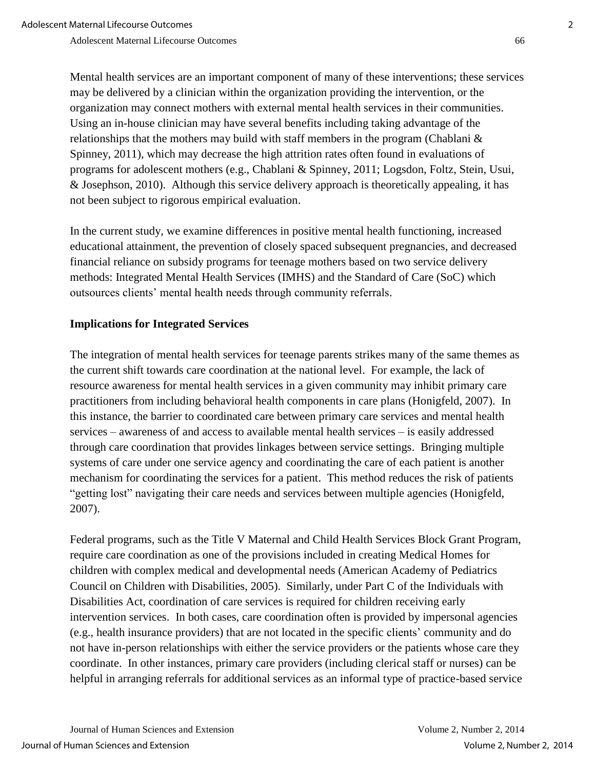Mental health services are an important component of many of these interventions; these services may be delivered by a clinician within the organization providing the intervention, or the organization may connect mothers with external mental health services in their communities. Using an in-house clinician may have several benefits including taking advantage of the relationships that the mothers may build with staff members in the program (Chablani & Spinney, 2011), which may decrease the high attrition rates often found in evaluations of programs for adolescent mothers (e.g., Chablani & Spinney, 2011; Logsdon, Foltz, Stein, Usui, & Josephson, 2010). Although this service delivery approach is theoretically appealing, it has not been subject to rigorous empirical evaluation.

In the current study, we examine differences in positive mental health functioning, increased educational attainment, the prevention of closely spaced subsequent pregnancies, and decreased financial reliance on subsidy programs for teenage mothers based on two service delivery methods: Integrated Mental Health Services (IMHS) and the Standard of Care (SoC) which outsources clients' mental health needs through community referrals.

**Implications for Integrated Services**

The integration of mental health services for teenage parents strikes many of the same themes as the current shift towards care coordination at the national level. For example, the lack of resource awareness for mental health services in a given community may inhibit primary care practitioners from including behavioral health components in care plans (Honigfeld, 2007). In this instance, the barrier to coordinated care between primary care services and mental health services – awareness of and access to available mental health services – is easily addressed through care coordination that provides linkages between service settings. Bringing multiple systems of care under one service agency and coordinating the care of each patient is another mechanism for coordinating the services for a patient. This method reduces the risk of patients "getting lost" navigating their care needs and services between multiple agencies (Honigfeld, 2007).

Federal programs, such as the Title V Maternal and Child Health Services Block Grant Program, require care coordination as one of the provisions included in creating Medical Homes for children with complex medical and developmental needs (American Academy of Pediatrics Council on Children with Disabilities, 2005). Similarly, under Part C of the Individuals with Disabilities Act, coordination of care services is required for children receiving early intervention services. In both cases, care coordination often is provided by impersonal agencies (e.g., health insurance providers) that are not located in the specific clients' community and do not have in-person relationships with either the service providers or the patients whose care they coordinate. In other instances, primary care providers (including clerical staff or nurses) can be helpful in arranging referrals for additional services as an informal type of practice-based service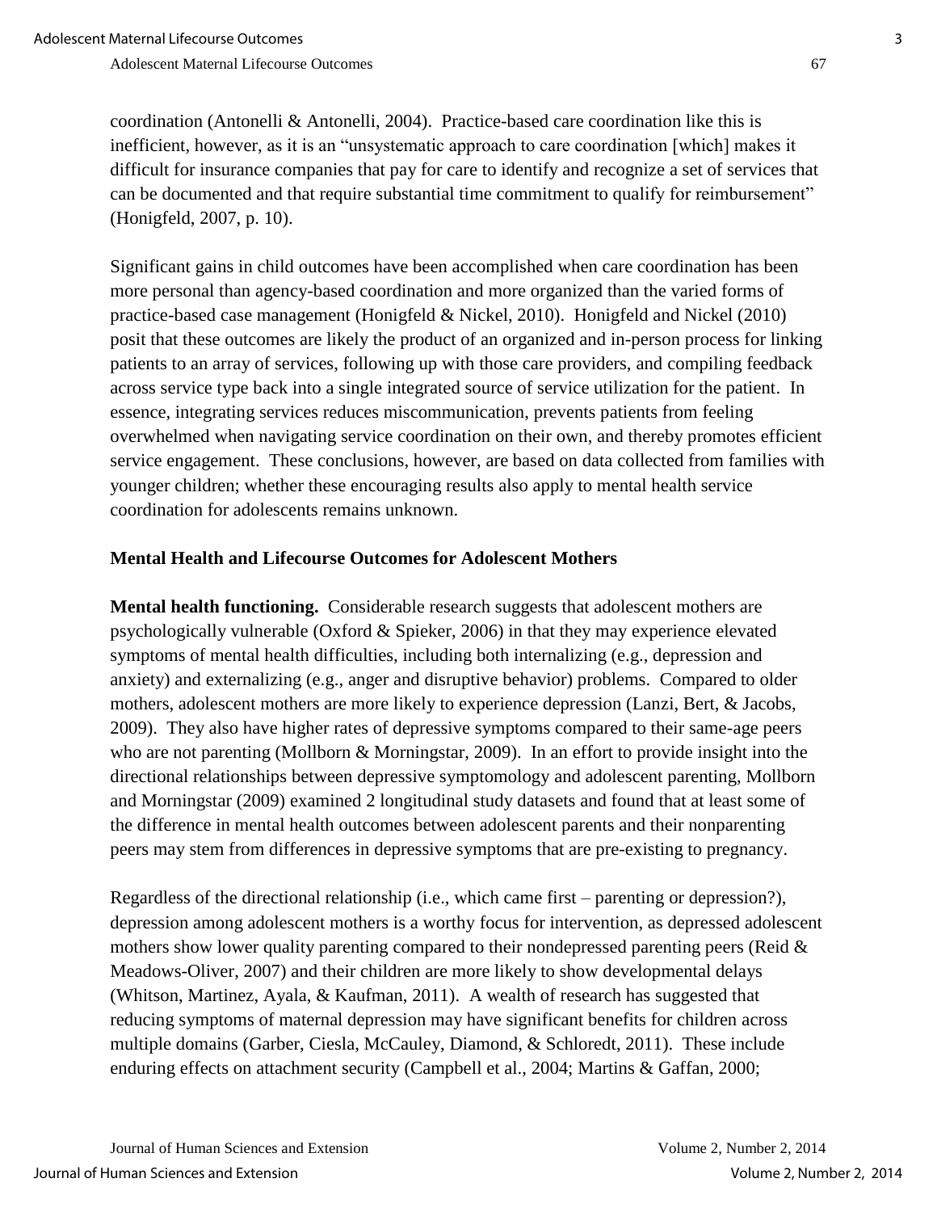coordination (Antonelli & Antonelli, 2004). Practice-based care coordination like this is inefficient, however, as it is an "unsystematic approach to care coordination [which] makes it difficult for insurance companies that pay for care to identify and recognize a set of services that can be documented and that require substantial time commitment to qualify for reimbursement" (Honigfeld, 2007, p. 10).

Significant gains in child outcomes have been accomplished when care coordination has been more personal than agency-based coordination and more organized than the varied forms of practice-based case management (Honigfeld & Nickel, 2010). Honigfeld and Nickel (2010) posit that these outcomes are likely the product of an organized and in-person process for linking patients to an array of services, following up with those care providers, and compiling feedback across service type back into a single integrated source of service utilization for the patient. In essence, integrating services reduces miscommunication, prevents patients from feeling overwhelmed when navigating service coordination on their own, and thereby promotes efficient service engagement. These conclusions, however, are based on data collected from families with younger children; whether these encouraging results also apply to mental health service coordination for adolescents remains unknown.

## Mental Health and Lifecourse Outcomes for Adolescent Mothers

**Mental health functioning.** Considerable research suggests that adolescent mothers are psychologically vulnerable (Oxford & Spieker, 2006) in that they may experience elevated symptoms of mental health difficulties, including both internalizing (e.g., depression and anxiety) and externalizing (e.g., anger and disruptive behavior) problems. Compared to older mothers, adolescent mothers are more likely to experience depression (Lanzi, Bert, & Jacobs, 2009). They also have higher rates of depressive symptoms compared to their same-age peers who are not parenting (Mollborn & Morningstar, 2009). In an effort to provide insight into the directional relationships between depressive symptomology and adolescent parenting, Mollborn and Morningstar (2009) examined 2 longitudinal study datasets and found that at least some of the difference in mental health outcomes between adolescent parents and their nonparenting peers may stem from differences in depressive symptoms that are pre-existing to pregnancy.

Regardless of the directional relationship (i.e., which came first – parenting or depression?), depression among adolescent mothers is a worthy focus for intervention, as depressed adolescent mothers show lower quality parenting compared to their nondepressed parenting peers (Reid & Meadows-Oliver, 2007) and their children are more likely to show developmental delays (Whitson, Martinez, Ayala, & Kaufman, 2011). A wealth of research has suggested that reducing symptoms of maternal depression may have significant benefits for children across multiple domains (Garber, Ciesla, McCauley, Diamond, & Schloredt, 2011). These include enduring effects on attachment security (Campbell et al., 2004; Martins & Gaffan, 2000;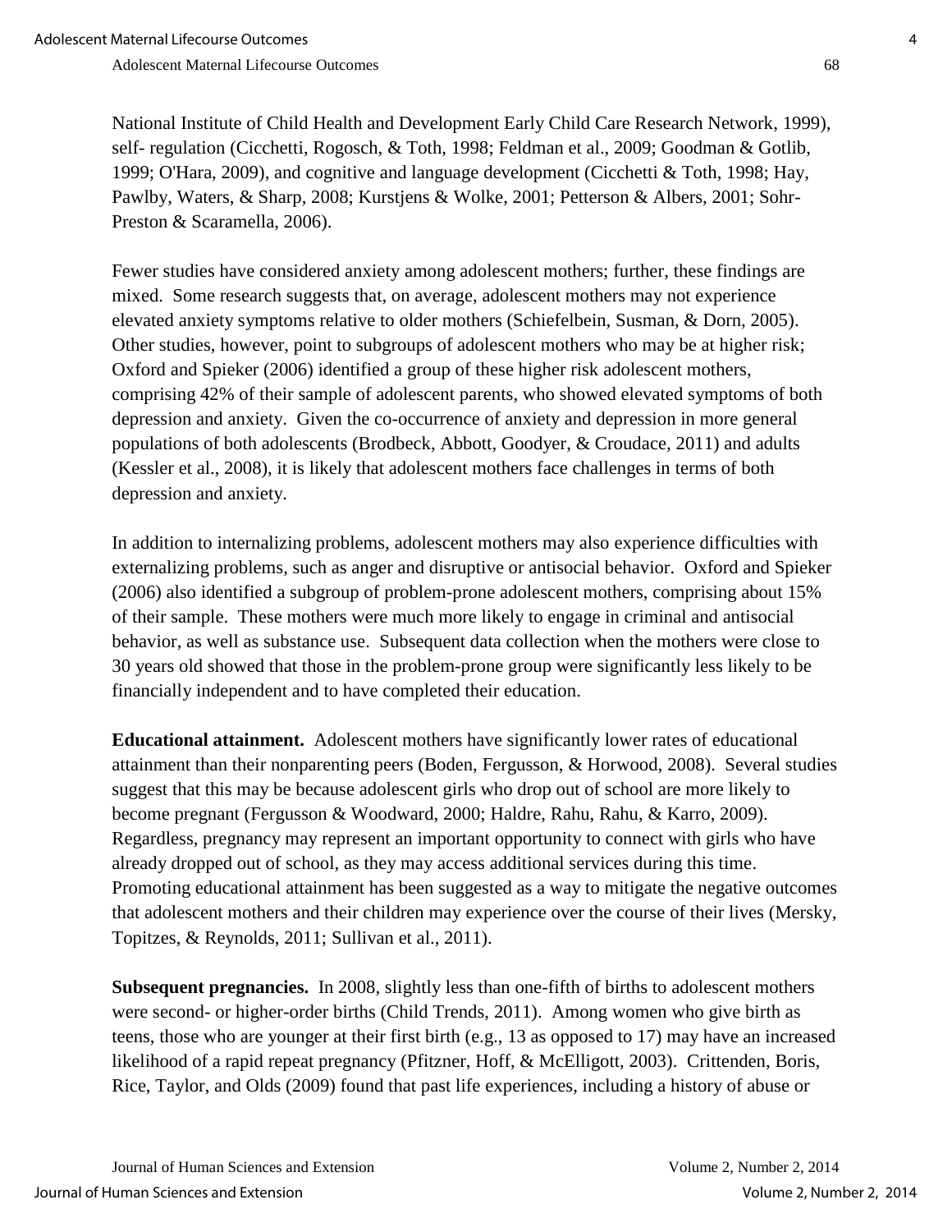National Institute of Child Health and Development Early Child Care Research Network, 1999), self- regulation (Cicchetti, Rogosch, & Toth, 1998; Feldman et al., 2009; Goodman & Gotlib, 1999; O'Hara, 2009), and cognitive and language development (Cicchetti & Toth, 1998; Hay, Pawlby, Waters, & Sharp, 2008; Kurstjens & Wolke, 2001; Petterson & Albers, 2001; Sohr-Preston & Scaramella, 2006).

Fewer studies have considered anxiety among adolescent mothers; further, these findings are mixed. Some research suggests that, on average, adolescent mothers may not experience elevated anxiety symptoms relative to older mothers (Schiefelbein, Susman, & Dorn, 2005). Other studies, however, point to subgroups of adolescent mothers who may be at higher risk; Oxford and Spieker (2006) identified a group of these higher risk adolescent mothers, comprising 42% of their sample of adolescent parents, who showed elevated symptoms of both depression and anxiety. Given the co-occurrence of anxiety and depression in more general populations of both adolescents (Brodbeck, Abbott, Goodyer, & Croudace, 2011) and adults (Kessler et al., 2008), it is likely that adolescent mothers face challenges in terms of both depression and anxiety.

In addition to internalizing problems, adolescent mothers may also experience difficulties with externalizing problems, such as anger and disruptive or antisocial behavior. Oxford and Spieker (2006) also identified a subgroup of problem-prone adolescent mothers, comprising about 15% of their sample. These mothers were much more likely to engage in criminal and antisocial behavior, as well as substance use. Subsequent data collection when the mothers were close to 30 years old showed that those in the problem-prone group were significantly less likely to be financially independent and to have completed their education.

**Educational attainment.** Adolescent mothers have significantly lower rates of educational attainment than their nonparenting peers (Boden, Fergusson, & Horwood, 2008). Several studies suggest that this may be because adolescent girls who drop out of school are more likely to become pregnant (Fergusson & Woodward, 2000; Haldre, Rahu, Rahu, & Karro, 2009). Regardless, pregnancy may represent an important opportunity to connect with girls who have already dropped out of school, as they may access additional services during this time. Promoting educational attainment has been suggested as a way to mitigate the negative outcomes that adolescent mothers and their children may experience over the course of their lives (Mersky, Topitzes, & Reynolds, 2011; Sullivan et al., 2011).

**Subsequent pregnancies.** In 2008, slightly less than one-fifth of births to adolescent mothers were second- or higher-order births (Child Trends, 2011). Among women who give birth as teens, those who are younger at their first birth (e.g., 13 as opposed to 17) may have an increased likelihood of a rapid repeat pregnancy (Pfitzner, Hoff, & McElligott, 2003). Crittenden, Boris, Rice, Taylor, and Olds (2009) found that past life experiences, including a history of abuse or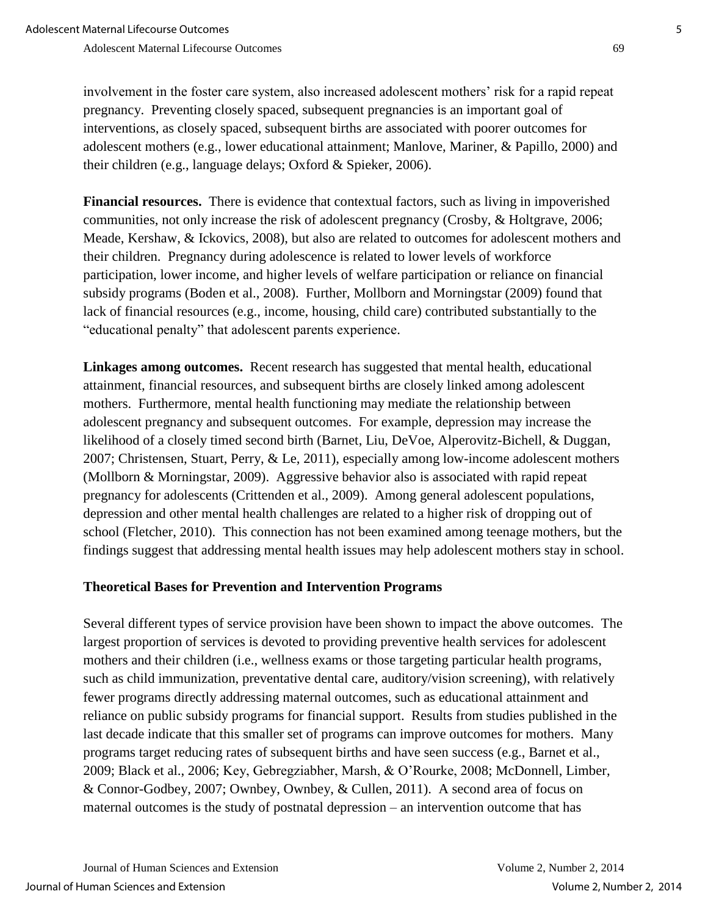involvement in the foster care system, also increased adolescent mothers' risk for a rapid repeat pregnancy. Preventing closely spaced, subsequent pregnancies is an important goal of interventions, as closely spaced, subsequent births are associated with poorer outcomes for adolescent mothers (e.g., lower educational attainment; Manlove, Mariner, & Papillo, 2000) and their children (e.g., language delays; Oxford & Spieker, 2006).

**Financial resources.** There is evidence that contextual factors, such as living in impoverished communities, not only increase the risk of adolescent pregnancy (Crosby, & Holtgrave, 2006; Meade, Kershaw, & Ickovics, 2008), but also are related to outcomes for adolescent mothers and their children. Pregnancy during adolescence is related to lower levels of workforce participation, lower income, and higher levels of welfare participation or reliance on financial subsidy programs (Boden et al., 2008). Further, Mollborn and Morningstar (2009) found that lack of financial resources (e.g., income, housing, child care) contributed substantially to the "educational penalty" that adolescent parents experience.

**Linkages among outcomes.** Recent research has suggested that mental health, educational attainment, financial resources, and subsequent births are closely linked among adolescent mothers. Furthermore, mental health functioning may mediate the relationship between adolescent pregnancy and subsequent outcomes. For example, depression may increase the likelihood of a closely timed second birth (Barnet, Liu, DeVoe, Alperovitz-Bichell, & Duggan, 2007; Christensen, Stuart, Perry, & Le, 2011), especially among low-income adolescent mothers (Mollborn & Morningstar, 2009). Aggressive behavior also is associated with rapid repeat pregnancy for adolescents (Crittenden et al., 2009). Among general adolescent populations, depression and other mental health challenges are related to a higher risk of dropping out of school (Fletcher, 2010). This connection has not been examined among teenage mothers, but the findings suggest that addressing mental health issues may help adolescent mothers stay in school.

### Theoretical Bases for Prevention and Intervention Programs

Several different types of service provision have been shown to impact the above outcomes. The largest proportion of services is devoted to providing preventive health services for adolescent mothers and their children (i.e., wellness exams or those targeting particular health programs, such as child immunization, preventative dental care, auditory/vision screening), with relatively fewer programs directly addressing maternal outcomes, such as educational attainment and reliance on public subsidy programs for financial support. Results from studies published in the last decade indicate that this smaller set of programs can improve outcomes for mothers. Many programs target reducing rates of subsequent births and have seen success (e.g., Barnet et al., 2009; Black et al., 2006; Key, Gebregziabher, Marsh, & O'Rourke, 2008; McDonnell, Limber, & Connor-Godbey, 2007; Ownbey, Ownbey, & Cullen, 2011). A second area of focus on maternal outcomes is the study of postnatal depression – an intervention outcome that has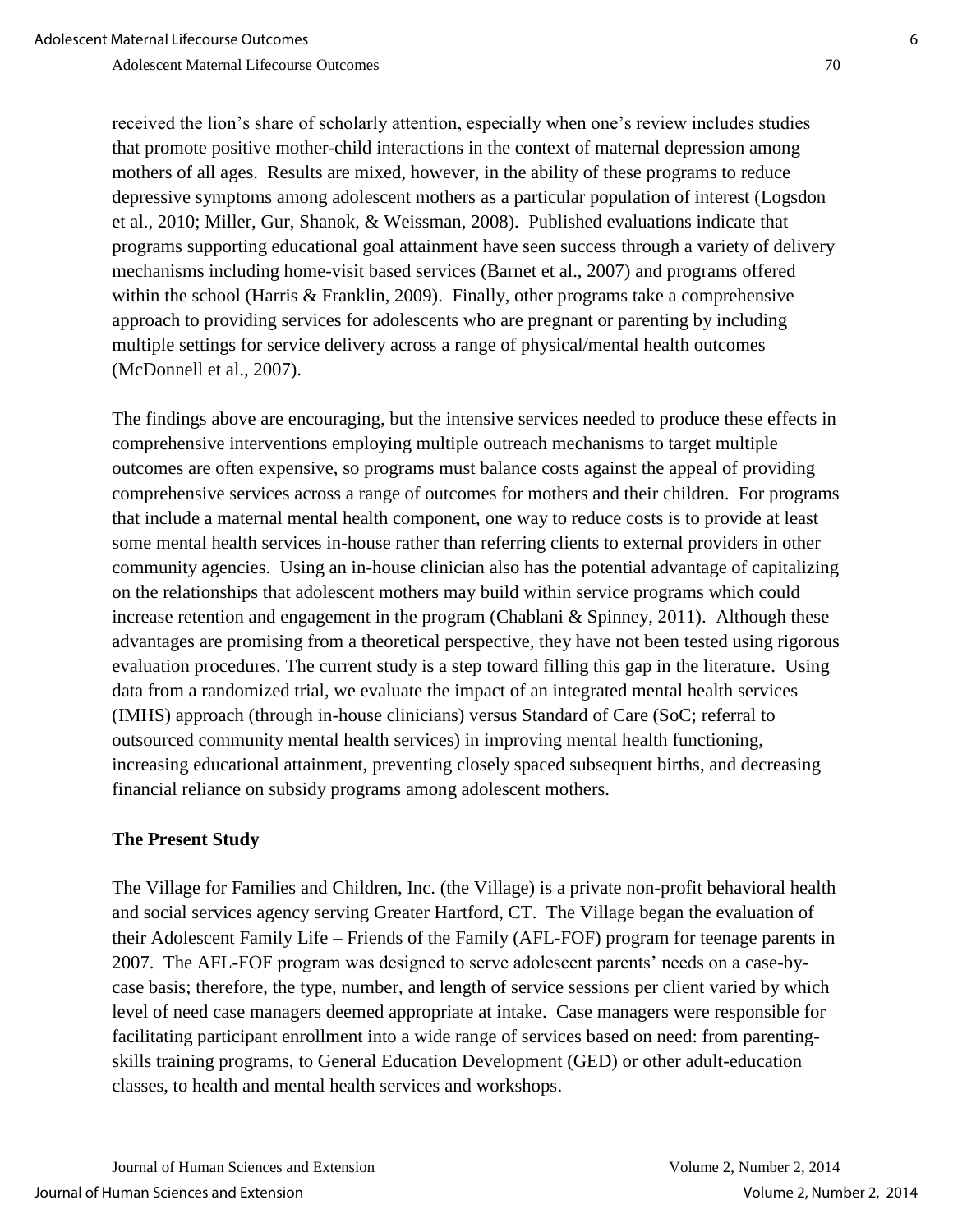received the lion's share of scholarly attention, especially when one's review includes studies that promote positive mother-child interactions in the context of maternal depression among mothers of all ages. Results are mixed, however, in the ability of these programs to reduce depressive symptoms among adolescent mothers as a particular population of interest (Logsdon et al., 2010; Miller, Gur, Shanok, & Weissman, 2008). Published evaluations indicate that programs supporting educational goal attainment have seen success through a variety of delivery mechanisms including home-visit based services (Barnet et al., 2007) and programs offered within the school (Harris & Franklin, 2009). Finally, other programs take a comprehensive approach to providing services for adolescents who are pregnant or parenting by including multiple settings for service delivery across a range of physical/mental health outcomes (McDonnell et al., 2007).

The findings above are encouraging, but the intensive services needed to produce these effects in comprehensive interventions employing multiple outreach mechanisms to target multiple outcomes are often expensive, so programs must balance costs against the appeal of providing comprehensive services across a range of outcomes for mothers and their children. For programs that include a maternal mental health component, one way to reduce costs is to provide at least some mental health services in-house rather than referring clients to external providers in other community agencies. Using an in-house clinician also has the potential advantage of capitalizing on the relationships that adolescent mothers may build within service programs which could increase retention and engagement in the program (Chablani & Spinney, 2011). Although these advantages are promising from a theoretical perspective, they have not been tested using rigorous evaluation procedures. The current study is a step toward filling this gap in the literature. Using data from a randomized trial, we evaluate the impact of an integrated mental health services (IMHS) approach (through in-house clinicians) versus Standard of Care (SoC; referral to outsourced community mental health services) in improving mental health functioning, increasing educational attainment, preventing closely spaced subsequent births, and decreasing financial reliance on subsidy programs among adolescent mothers.

## The Present Study

The Village for Families and Children, Inc. (the Village) is a private non-profit behavioral health and social services agency serving Greater Hartford, CT. The Village began the evaluation of their Adolescent Family Life – Friends of the Family (AFL-FOF) program for teenage parents in 2007. The AFL-FOF program was designed to serve adolescent parents' needs on a case-by-case basis; therefore, the type, number, and length of service sessions per client varied by which level of need case managers deemed appropriate at intake. Case managers were responsible for facilitating participant enrollment into a wide range of services based on need: from parenting-skills training programs, to General Education Development (GED) or other adult-education classes, to health and mental health services and workshops.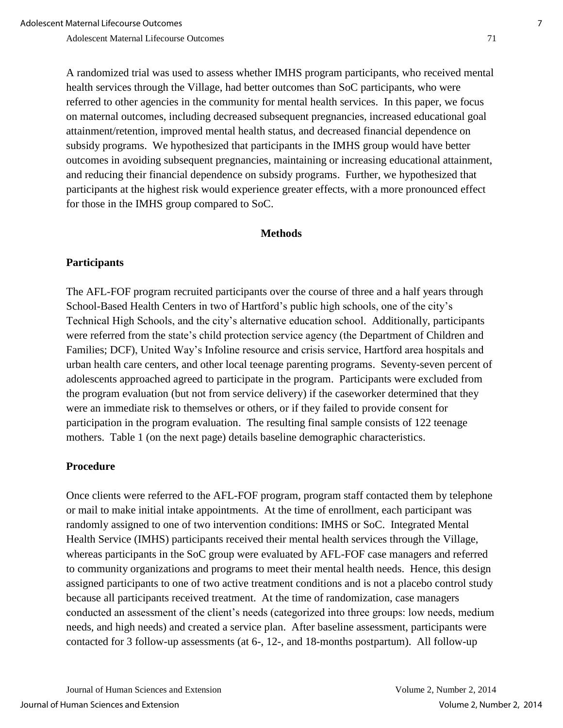A randomized trial was used to assess whether IMHS program participants, who received mental health services through the Village, had better outcomes than SoC participants, who were referred to other agencies in the community for mental health services. In this paper, we focus on maternal outcomes, including decreased subsequent pregnancies, increased educational goal attainment/retention, improved mental health status, and decreased financial dependence on subsidy programs. We hypothesized that participants in the IMHS group would have better outcomes in avoiding subsequent pregnancies, maintaining or increasing educational attainment, and reducing their financial dependence on subsidy programs. Further, we hypothesized that participants at the highest risk would experience greater effects, with a more pronounced effect for those in the IMHS group compared to SoC.

## Methods

### Participants

The AFL-FOF program recruited participants over the course of three and a half years through School-Based Health Centers in two of Hartford's public high schools, one of the city's Technical High Schools, and the city's alternative education school. Additionally, participants were referred from the state's child protection service agency (the Department of Children and Families; DCF), United Way's Infoline resource and crisis service, Hartford area hospitals and urban health care centers, and other local teenage parenting programs. Seventy-seven percent of adolescents approached agreed to participate in the program. Participants were excluded from the program evaluation (but not from service delivery) if the caseworker determined that they were an immediate risk to themselves or others, or if they failed to provide consent for participation in the program evaluation. The resulting final sample consists of 122 teenage mothers. Table 1 (on the next page) details baseline demographic characteristics.

### Procedure

Once clients were referred to the AFL-FOF program, program staff contacted them by telephone or mail to make initial intake appointments. At the time of enrollment, each participant was randomly assigned to one of two intervention conditions: IMHS or SoC. Integrated Mental Health Service (IMHS) participants received their mental health services through the Village, whereas participants in the SoC group were evaluated by AFL-FOF case managers and referred to community organizations and programs to meet their mental health needs. Hence, this design assigned participants to one of two active treatment conditions and is not a placebo control study because all participants received treatment. At the time of randomization, case managers conducted an assessment of the client's needs (categorized into three groups: low needs, medium needs, and high needs) and created a service plan. After baseline assessment, participants were contacted for 3 follow-up assessments (at 6-, 12-, and 18-months postpartum). All follow-up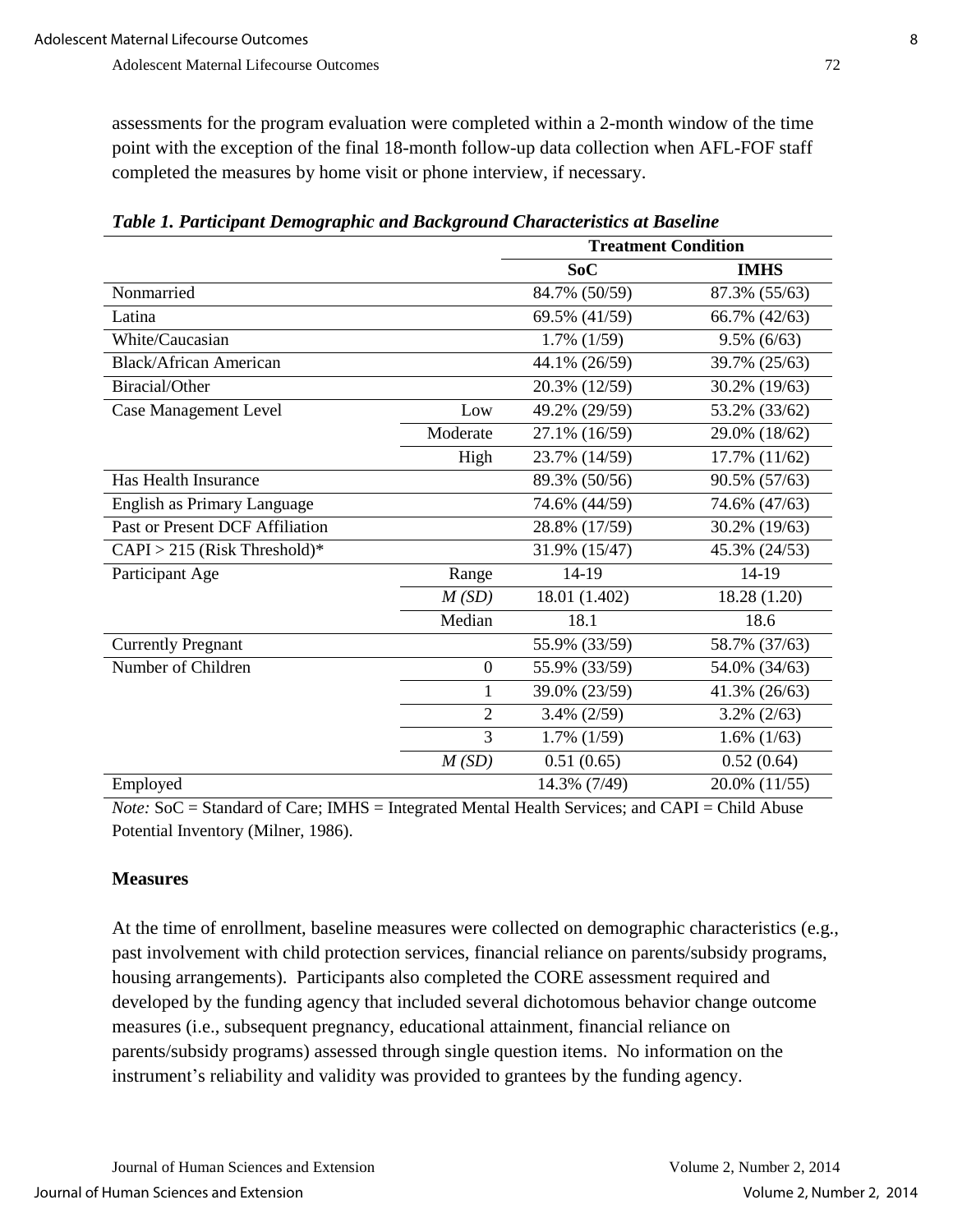assessments for the program evaluation were completed within a 2-month window of the time point with the exception of the final 18-month follow-up data collection when AFL-FOF staff completed the measures by home visit or phone interview, if necessary.

***Table 1. Participant Demographic and Background Characteristics at Baseline***

| | | Treatment Condition | |
|---|---|---|---|
| | | **SoC** | **IMHS** |
| Nonmarried | | 84.7% (50/59) | 87.3% (55/63) |
| Latina | | 69.5% (41/59) | 66.7% (42/63) |
| White/Caucasian | | 1.7% (1/59) | 9.5% (6/63) |
| Black/African American | | 44.1% (26/59) | 39.7% (25/63) |
| Biracial/Other | | 20.3% (12/59) | 30.2% (19/63) |
| Case Management Level | Low | 49.2% (29/59) | 53.2% (33/62) |
| | Moderate | 27.1% (16/59) | 29.0% (18/62) |
| | High | 23.7% (14/59) | 17.7% (11/62) |
| Has Health Insurance | | 89.3% (50/56) | 90.5% (57/63) |
| English as Primary Language | | 74.6% (44/59) | 74.6% (47/63) |
| Past or Present DCF Affiliation | | 28.8% (17/59) | 30.2% (19/63) |
| CAPI > 215 (Risk Threshold)* | | 31.9% (15/47) | 45.3% (24/53) |
| Participant Age | Range | 14-19 | 14-19 |
| | *M (SD)* | 18.01 (1.402) | 18.28 (1.20) |
| | Median | 18.1 | 18.6 |
| Currently Pregnant | | 55.9% (33/59) | 58.7% (37/63) |
| Number of Children | 0 | 55.9% (33/59) | 54.0% (34/63) |
| | 1 | 39.0% (23/59) | 41.3% (26/63) |
| | 2 | 3.4% (2/59) | 3.2% (2/63) |
| | 3 | 1.7% (1/59) | 1.6% (1/63) |
| | *M (SD)* | 0.51 (0.65) | 0.52 (0.64) |
| Employed | | 14.3% (7/49) | 20.0% (11/55) |

*Note:* SoC = Standard of Care; IMHS = Integrated Mental Health Services; and CAPI = Child Abuse Potential Inventory (Milner, 1986).

### Measures

At the time of enrollment, baseline measures were collected on demographic characteristics (e.g., past involvement with child protection services, financial reliance on parents/subsidy programs, housing arrangements). Participants also completed the CORE assessment required and developed by the funding agency that included several dichotomous behavior change outcome measures (i.e., subsequent pregnancy, educational attainment, financial reliance on parents/subsidy programs) assessed through single question items. No information on the instrument's reliability and validity was provided to grantees by the funding agency.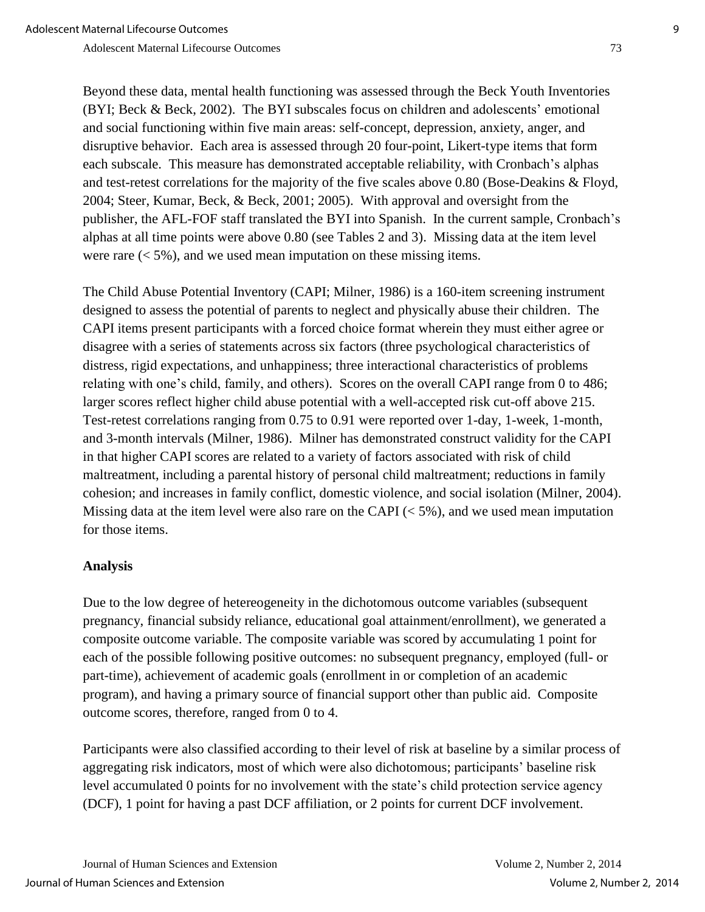Beyond these data, mental health functioning was assessed through the Beck Youth Inventories (BYI; Beck & Beck, 2002). The BYI subscales focus on children and adolescents' emotional and social functioning within five main areas: self-concept, depression, anxiety, anger, and disruptive behavior. Each area is assessed through 20 four-point, Likert-type items that form each subscale. This measure has demonstrated acceptable reliability, with Cronbach's alphas and test-retest correlations for the majority of the five scales above 0.80 (Bose-Deakins & Floyd, 2004; Steer, Kumar, Beck, & Beck, 2001; 2005). With approval and oversight from the publisher, the AFL-FOF staff translated the BYI into Spanish. In the current sample, Cronbach's alphas at all time points were above 0.80 (see Tables 2 and 3). Missing data at the item level were rare (< 5%), and we used mean imputation on these missing items.

The Child Abuse Potential Inventory (CAPI; Milner, 1986) is a 160-item screening instrument designed to assess the potential of parents to neglect and physically abuse their children. The CAPI items present participants with a forced choice format wherein they must either agree or disagree with a series of statements across six factors (three psychological characteristics of distress, rigid expectations, and unhappiness; three interactional characteristics of problems relating with one's child, family, and others). Scores on the overall CAPI range from 0 to 486; larger scores reflect higher child abuse potential with a well-accepted risk cut-off above 215. Test-retest correlations ranging from 0.75 to 0.91 were reported over 1-day, 1-week, 1-month, and 3-month intervals (Milner, 1986). Milner has demonstrated construct validity for the CAPI in that higher CAPI scores are related to a variety of factors associated with risk of child maltreatment, including a parental history of personal child maltreatment; reductions in family cohesion; and increases in family conflict, domestic violence, and social isolation (Milner, 2004). Missing data at the item level were also rare on the CAPI (< 5%), and we used mean imputation for those items.

**Analysis**

Due to the low degree of hetereogeneity in the dichotomous outcome variables (subsequent pregnancy, financial subsidy reliance, educational goal attainment/enrollment), we generated a composite outcome variable. The composite variable was scored by accumulating 1 point for each of the possible following positive outcomes: no subsequent pregnancy, employed (full- or part-time), achievement of academic goals (enrollment in or completion of an academic program), and having a primary source of financial support other than public aid. Composite outcome scores, therefore, ranged from 0 to 4.

Participants were also classified according to their level of risk at baseline by a similar process of aggregating risk indicators, most of which were also dichotomous; participants' baseline risk level accumulated 0 points for no involvement with the state's child protection service agency (DCF), 1 point for having a past DCF affiliation, or 2 points for current DCF involvement.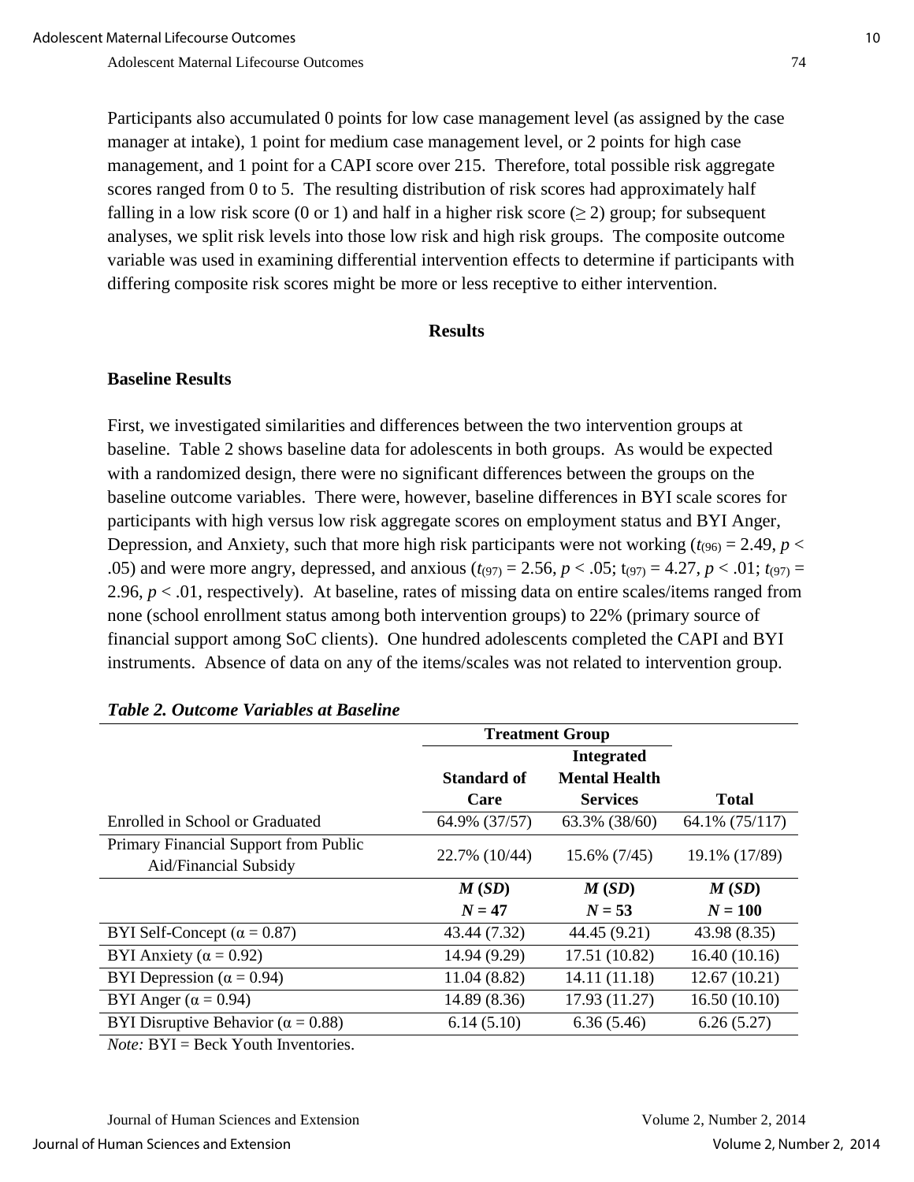Participants also accumulated 0 points for low case management level (as assigned by the case manager at intake), 1 point for medium case management level, or 2 points for high case management, and 1 point for a CAPI score over 215. Therefore, total possible risk aggregate scores ranged from 0 to 5. The resulting distribution of risk scores had approximately half falling in a low risk score (0 or 1) and half in a higher risk score (≥ 2) group; for subsequent analyses, we split risk levels into those low risk and high risk groups. The composite outcome variable was used in examining differential intervention effects to determine if participants with differing composite risk scores might be more or less receptive to either intervention.

## Results

### Baseline Results

First, we investigated similarities and differences between the two intervention groups at baseline. Table 2 shows baseline data for adolescents in both groups. As would be expected with a randomized design, there were no significant differences between the groups on the baseline outcome variables. There were, however, baseline differences in BYI scale scores for participants with high versus low risk aggregate scores on employment status and BYI Anger, Depression, and Anxiety, such that more high risk participants were not working ($t_{(96)} = 2.49$, $p < .05$) and were more angry, depressed, and anxious ($t_{(97)} = 2.56$, $p < .05$; $t_{(97)} = 4.27$, $p < .01$; $t_{(97)} = 2.96$, $p < .01$, respectively). At baseline, rates of missing data on entire scales/items ranged from none (school enrollment status among both intervention groups) to 22% (primary source of financial support among SoC clients). One hundred adolescents completed the CAPI and BYI instruments. Absence of data on any of the items/scales was not related to intervention group.

***Table 2. Outcome Variables at Baseline***

| | **Treatment Group** | | |
|---|---|---|---|
| | **Standard of Care** | **Integrated Mental Health Services** | **Total** |
| Enrolled in School or Graduated | 64.9% (37/57) | 63.3% (38/60) | 64.1% (75/117) |
| Primary Financial Support from Public Aid/Financial Subsidy | 22.7% (10/44) | 15.6% (7/45) | 19.1% (17/89) |
| | ***M*** **(*SD*)** $N = 47$ | ***M*** **(*SD*)** $N = 53$ | ***M*** **(*SD*)** $N = 100$ |
| BYI Self-Concept (α = 0.87) | 43.44 (7.32) | 44.45 (9.21) | 43.98 (8.35) |
| BYI Anxiety (α = 0.92) | 14.94 (9.29) | 17.51 (10.82) | 16.40 (10.16) |
| BYI Depression (α = 0.94) | 11.04 (8.82) | 14.11 (11.18) | 12.67 (10.21) |
| BYI Anger (α = 0.94) | 14.89 (8.36) | 17.93 (11.27) | 16.50 (10.10) |
| BYI Disruptive Behavior (α = 0.88) | 6.14 (5.10) | 6.36 (5.46) | 6.26 (5.27) |

*Note:* BYI = Beck Youth Inventories.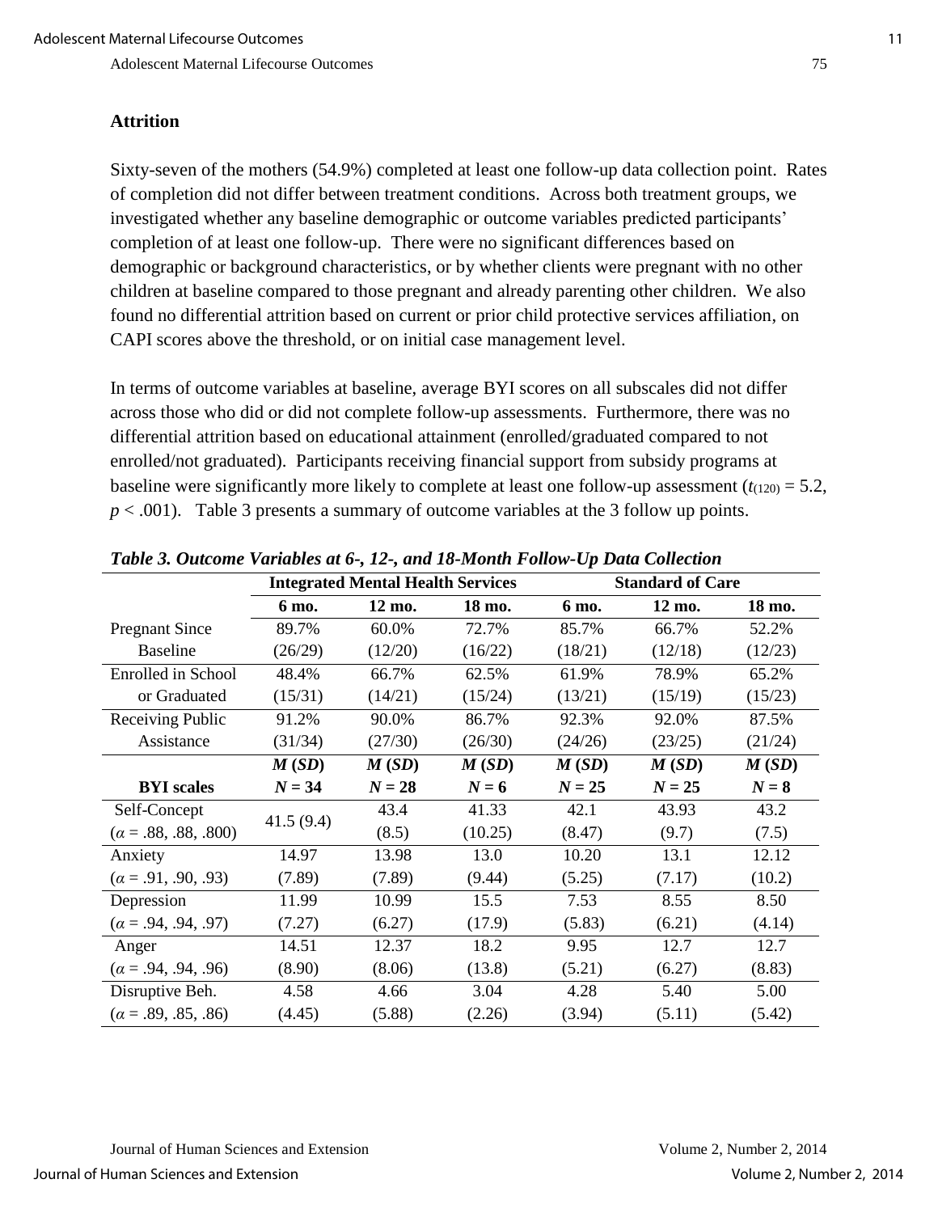## Attrition

Sixty-seven of the mothers (54.9%) completed at least one follow-up data collection point. Rates of completion did not differ between treatment conditions. Across both treatment groups, we investigated whether any baseline demographic or outcome variables predicted participants' completion of at least one follow-up. There were no significant differences based on demographic or background characteristics, or by whether clients were pregnant with no other children at baseline compared to those pregnant and already parenting other children. We also found no differential attrition based on current or prior child protective services affiliation, on CAPI scores above the threshold, or on initial case management level.

In terms of outcome variables at baseline, average BYI scores on all subscales did not differ across those who did or did not complete follow-up assessments. Furthermore, there was no differential attrition based on educational attainment (enrolled/graduated compared to not enrolled/not graduated). Participants receiving financial support from subsidy programs at baseline were significantly more likely to complete at least one follow-up assessment ($t_{(120)} = 5.2$, $p < .001$). Table 3 presents a summary of outcome variables at the 3 follow up points.

***Table 3. Outcome Variables at 6-, 12-, and 18-Month Follow-Up Data Collection***

| | **Integrated Mental Health Services** | | | **Standard of Care** | | |
|---|---|---|---|---|---|---|
| | **6 mo.** | **12 mo.** | **18 mo.** | **6 mo.** | **12 mo.** | **18 mo.** |
| Pregnant Since Baseline | 89.7% (26/29) | 60.0% (12/20) | 72.7% (16/22) | 85.7% (18/21) | 66.7% (12/18) | 52.2% (12/23) |
| Enrolled in School or Graduated | 48.4% (15/31) | 66.7% (14/21) | 62.5% (15/24) | 61.9% (13/21) | 78.9% (15/19) | 65.2% (15/23) |
| Receiving Public Assistance | 91.2% (31/34) | 90.0% (27/30) | 86.7% (26/30) | 92.3% (24/26) | 92.0% (23/25) | 87.5% (21/24) |
| **BYI scales** | ***M* (*SD*)** $N = 34$ | ***M* (*SD*)** $N = 28$ | ***M* (*SD*)** $N = 6$ | ***M* (*SD*)** $N = 25$ | ***M* (*SD*)** $N = 25$ | ***M* (*SD*)** $N = 8$ |
| Self-Concept ($\alpha = .88, .88, .800$) | 41.5 (9.4) | 43.4 (8.5) | 41.33 (10.25) | 42.1 (8.47) | 43.93 (9.7) | 43.2 (7.5) |
| Anxiety ($\alpha = .91, .90, .93$) | 14.97 (7.89) | 13.98 (7.89) | 13.0 (9.44) | 10.20 (5.25) | 13.1 (7.17) | 12.12 (10.2) |
| Depression ($\alpha = .94, .94, .97$) | 11.99 (7.27) | 10.99 (6.27) | 15.5 (17.9) | 7.53 (5.83) | 8.55 (6.21) | 8.50 (4.14) |
| Anger ($\alpha = .94, .94, .96$) | 14.51 (8.90) | 12.37 (8.06) | 18.2 (13.8) | 9.95 (5.21) | 12.7 (6.27) | 12.7 (8.83) |
| Disruptive Beh. ($\alpha = .89, .85, .86$) | 4.58 (4.45) | 4.66 (5.88) | 3.04 (2.26) | 4.28 (3.94) | 5.40 (5.11) | 5.00 (5.42) |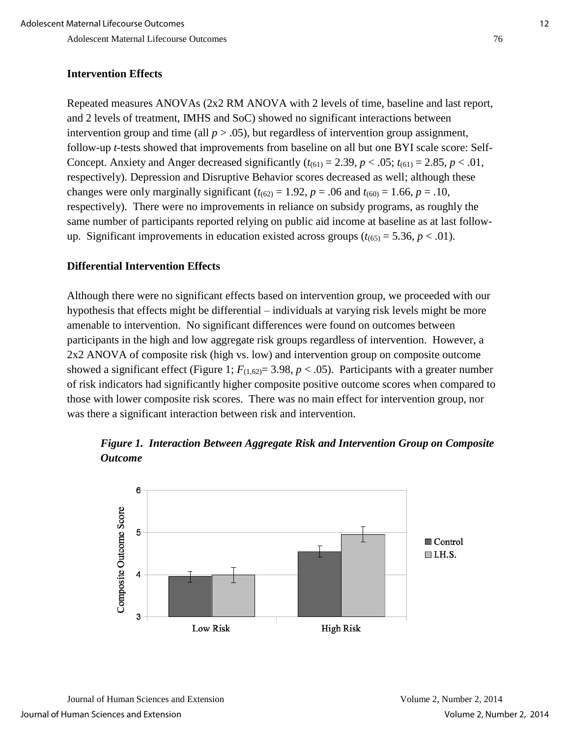### Intervention Effects

Repeated measures ANOVAs (2x2 RM ANOVA with 2 levels of time, baseline and last report, and 2 levels of treatment, IMHS and SoC) showed no significant interactions between intervention group and time (all $p > .05$), but regardless of intervention group assignment, follow-up *t*-tests showed that improvements from baseline on all but one BYI scale score: Self-Concept. Anxiety and Anger decreased significantly ($t_{(61)} = 2.39$, $p < .05$; $t_{(61)} = 2.85$, $p < .01$, respectively). Depression and Disruptive Behavior scores decreased as well; although these changes were only marginally significant ($t_{(62)} = 1.92$, $p = .06$ and $t_{(60)} = 1.66$, $p = .10$, respectively). There were no improvements in reliance on subsidy programs, as roughly the same number of participants reported relying on public aid income at baseline as at last follow-up. Significant improvements in education existed across groups ($t_{(65)} = 5.36$, $p < .01$).

### Differential Intervention Effects

Although there were no significant effects based on intervention group, we proceeded with our hypothesis that effects might be differential – individuals at varying risk levels might be more amenable to intervention. No significant differences were found on outcomes between participants in the high and low aggregate risk groups regardless of intervention. However, a 2x2 ANOVA of composite risk (high vs. low) and intervention group on composite outcome showed a significant effect (Figure 1; $F_{(1,62)} = 3.98$, $p < .05$). Participants with a greater number of risk indicators had significantly higher composite positive outcome scores when compared to those with lower composite risk scores. There was no main effect for intervention group, nor was there a significant interaction between risk and intervention.

***Figure 1. Interaction Between Aggregate Risk and Intervention Group on Composite Outcome***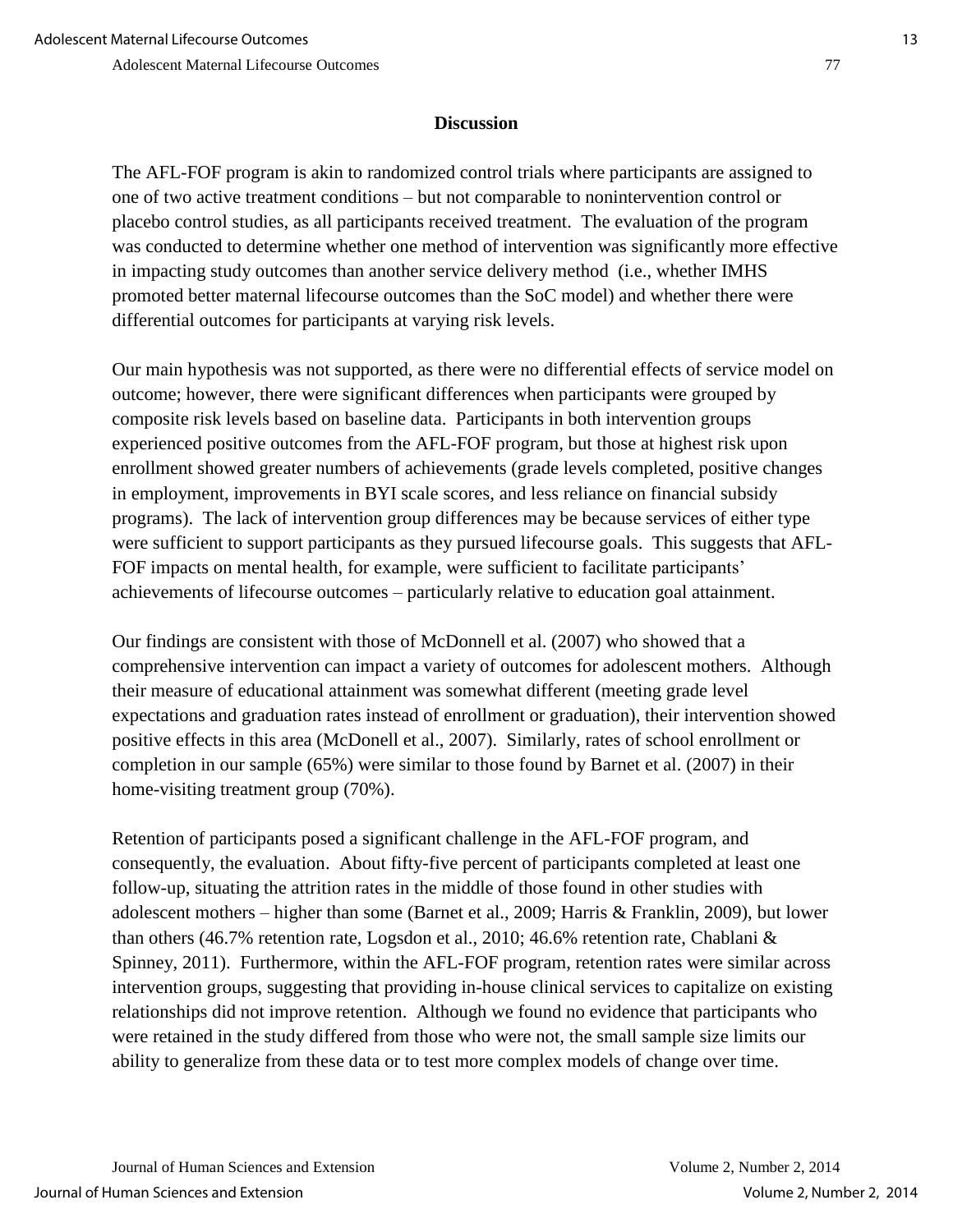## Discussion

The AFL-FOF program is akin to randomized control trials where participants are assigned to one of two active treatment conditions – but not comparable to nonintervention control or placebo control studies, as all participants received treatment. The evaluation of the program was conducted to determine whether one method of intervention was significantly more effective in impacting study outcomes than another service delivery method (i.e., whether IMHS promoted better maternal lifecourse outcomes than the SoC model) and whether there were differential outcomes for participants at varying risk levels.

Our main hypothesis was not supported, as there were no differential effects of service model on outcome; however, there were significant differences when participants were grouped by composite risk levels based on baseline data. Participants in both intervention groups experienced positive outcomes from the AFL-FOF program, but those at highest risk upon enrollment showed greater numbers of achievements (grade levels completed, positive changes in employment, improvements in BYI scale scores, and less reliance on financial subsidy programs). The lack of intervention group differences may be because services of either type were sufficient to support participants as they pursued lifecourse goals. This suggests that AFL-FOF impacts on mental health, for example, were sufficient to facilitate participants' achievements of lifecourse outcomes – particularly relative to education goal attainment.

Our findings are consistent with those of McDonnell et al. (2007) who showed that a comprehensive intervention can impact a variety of outcomes for adolescent mothers. Although their measure of educational attainment was somewhat different (meeting grade level expectations and graduation rates instead of enrollment or graduation), their intervention showed positive effects in this area (McDonell et al., 2007). Similarly, rates of school enrollment or completion in our sample (65%) were similar to those found by Barnet et al. (2007) in their home-visiting treatment group (70%).

Retention of participants posed a significant challenge in the AFL-FOF program, and consequently, the evaluation. About fifty-five percent of participants completed at least one follow-up, situating the attrition rates in the middle of those found in other studies with adolescent mothers – higher than some (Barnet et al., 2009; Harris & Franklin, 2009), but lower than others (46.7% retention rate, Logsdon et al., 2010; 46.6% retention rate, Chablani & Spinney, 2011). Furthermore, within the AFL-FOF program, retention rates were similar across intervention groups, suggesting that providing in-house clinical services to capitalize on existing relationships did not improve retention. Although we found no evidence that participants who were retained in the study differed from those who were not, the small sample size limits our ability to generalize from these data or to test more complex models of change over time.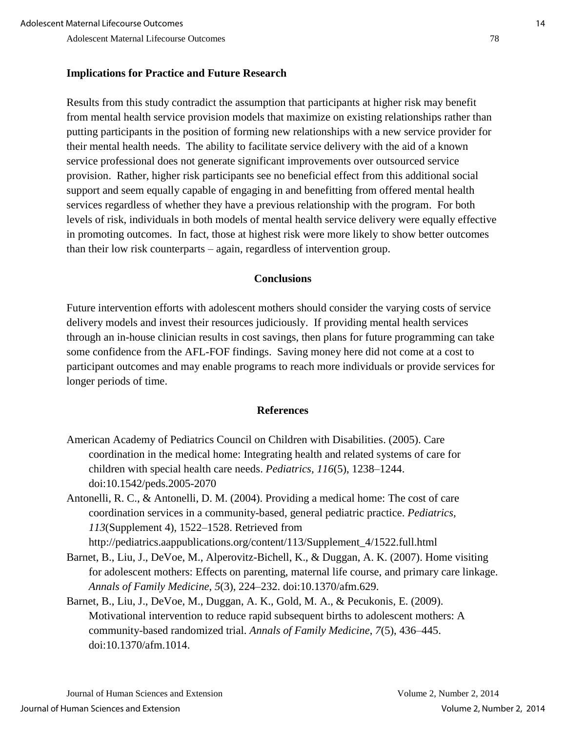## Implications for Practice and Future Research

Results from this study contradict the assumption that participants at higher risk may benefit from mental health service provision models that maximize on existing relationships rather than putting participants in the position of forming new relationships with a new service provider for their mental health needs. The ability to facilitate service delivery with the aid of a known service professional does not generate significant improvements over outsourced service provision. Rather, higher risk participants see no beneficial effect from this additional social support and seem equally capable of engaging in and benefitting from offered mental health services regardless of whether they have a previous relationship with the program. For both levels of risk, individuals in both models of mental health service delivery were equally effective in promoting outcomes. In fact, those at highest risk were more likely to show better outcomes than their low risk counterparts – again, regardless of intervention group.

## Conclusions

Future intervention efforts with adolescent mothers should consider the varying costs of service delivery models and invest their resources judiciously. If providing mental health services through an in-house clinician results in cost savings, then plans for future programming can take some confidence from the AFL-FOF findings. Saving money here did not come at a cost to participant outcomes and may enable programs to reach more individuals or provide services for longer periods of time.

## References

American Academy of Pediatrics Council on Children with Disabilities. (2005). Care coordination in the medical home: Integrating health and related systems of care for children with special health care needs. *Pediatrics, 116*(5), 1238–1244. doi:10.1542/peds.2005-2070

Antonelli, R. C., & Antonelli, D. M. (2004). Providing a medical home: The cost of care coordination services in a community-based, general pediatric practice. *Pediatrics, 113*(Supplement 4), 1522–1528. Retrieved from http://pediatrics.aappublications.org/content/113/Supplement_4/1522.full.html

Barnet, B., Liu, J., DeVoe, M., Alperovitz-Bichell, K., & Duggan, A. K. (2007). Home visiting for adolescent mothers: Effects on parenting, maternal life course, and primary care linkage. *Annals of Family Medicine*, *5*(3), 224–232. doi:10.1370/afm.629.

Barnet, B., Liu, J., DeVoe, M., Duggan, A. K., Gold, M. A., & Pecukonis, E. (2009). Motivational intervention to reduce rapid subsequent births to adolescent mothers: A community-based randomized trial. *Annals of Family Medicine*, *7*(5), 436–445. doi:10.1370/afm.1014.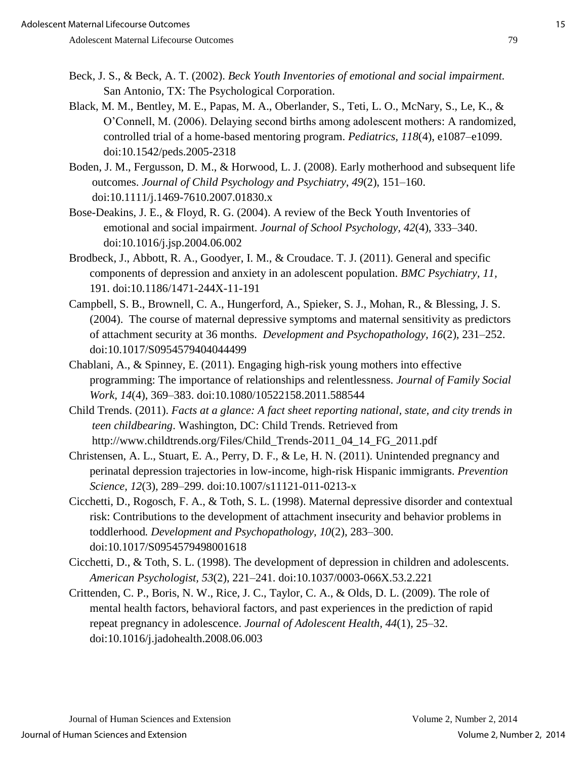Beck, J. S., & Beck, A. T. (2002). *Beck Youth Inventories of emotional and social impairment.* San Antonio, TX: The Psychological Corporation.

Black, M. M., Bentley, M. E., Papas, M. A., Oberlander, S., Teti, L. O., McNary, S., Le, K., & O'Connell, M. (2006). Delaying second births among adolescent mothers: A randomized, controlled trial of a home-based mentoring program. *Pediatrics, 118*(4), e1087–e1099. doi:10.1542/peds.2005-2318

Boden, J. M., Fergusson, D. M., & Horwood, L. J. (2008). Early motherhood and subsequent life outcomes. *Journal of Child Psychology and Psychiatry, 49*(2), 151–160. doi:10.1111/j.1469-7610.2007.01830.x

Bose-Deakins, J. E., & Floyd, R. G. (2004). A review of the Beck Youth Inventories of emotional and social impairment. *Journal of School Psychology, 42*(4), 333–340. doi:10.1016/j.jsp.2004.06.002

Brodbeck, J., Abbott, R. A., Goodyer, I. M., & Croudace. T. J. (2011). General and specific components of depression and anxiety in an adolescent population. *BMC Psychiatry, 11*, 191. doi:10.1186/1471-244X-11-191

Campbell, S. B., Brownell, C. A., Hungerford, A., Spieker, S. J., Mohan, R., & Blessing, J. S. (2004). The course of maternal depressive symptoms and maternal sensitivity as predictors of attachment security at 36 months. *Development and Psychopathology, 16*(2), 231–252. doi:10.1017/S0954579404044499

Chablani, A., & Spinney, E. (2011). Engaging high-risk young mothers into effective programming: The importance of relationships and relentlessness. *Journal of Family Social Work, 14*(4), 369–383. doi:10.1080/10522158.2011.588544

Child Trends. (2011). *Facts at a glance: A fact sheet reporting national, state, and city trends in teen childbearing*. Washington, DC: Child Trends. Retrieved from http://www.childtrends.org/Files/Child_Trends-2011_04_14_FG_2011.pdf

Christensen, A. L., Stuart, E. A., Perry, D. F., & Le, H. N. (2011). Unintended pregnancy and perinatal depression trajectories in low-income, high-risk Hispanic immigrants. *Prevention Science, 12*(3), 289–299. doi:10.1007/s11121-011-0213-x

Cicchetti, D., Rogosch, F. A., & Toth, S. L. (1998). Maternal depressive disorder and contextual risk: Contributions to the development of attachment insecurity and behavior problems in toddlerhood. *Development and Psychopathology, 10*(2), 283–300. doi:10.1017/S0954579498001618

Cicchetti, D., & Toth, S. L. (1998). The development of depression in children and adolescents. *American Psychologist, 53*(2), 221–241. doi:10.1037/0003-066X.53.2.221

Crittenden, C. P., Boris, N. W., Rice, J. C., Taylor, C. A., & Olds, D. L. (2009). The role of mental health factors, behavioral factors, and past experiences in the prediction of rapid repeat pregnancy in adolescence. *Journal of Adolescent Health, 44*(1), 25–32. doi:10.1016/j.jadohealth.2008.06.003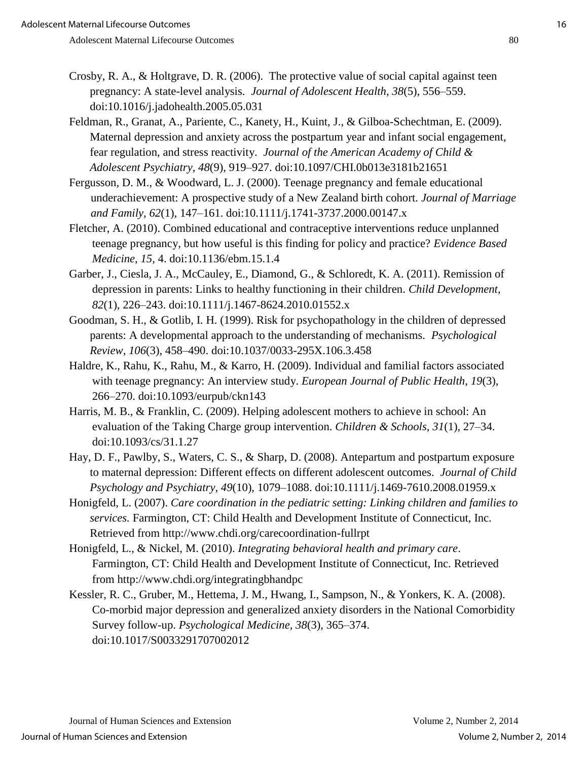Crosby, R. A., & Holtgrave, D. R. (2006). The protective value of social capital against teen pregnancy: A state-level analysis. *Journal of Adolescent Health*, *38*(5), 556–559. doi:10.1016/j.jadohealth.2005.05.031

Feldman, R., Granat, A., Pariente, C., Kanety, H., Kuint, J., & Gilboa-Schechtman, E. (2009). Maternal depression and anxiety across the postpartum year and infant social engagement, fear regulation, and stress reactivity. *Journal of the American Academy of Child & Adolescent Psychiatry, 48*(9), 919–927. doi:10.1097/CHI.0b013e3181b21651

Fergusson, D. M., & Woodward, L. J. (2000). Teenage pregnancy and female educational underachievement: A prospective study of a New Zealand birth cohort. *Journal of Marriage and Family*, *62*(1), 147–161. doi:10.1111/j.1741-3737.2000.00147.x

Fletcher, A. (2010). Combined educational and contraceptive interventions reduce unplanned teenage pregnancy, but how useful is this finding for policy and practice? *Evidence Based Medicine*, *15*, 4. doi:10.1136/ebm.15.1.4

Garber, J., Ciesla, J. A., McCauley, E., Diamond, G., & Schloredt, K. A. (2011). Remission of depression in parents: Links to healthy functioning in their children. *Child Development*, *82*(1), 226–243. doi:10.1111/j.1467-8624.2010.01552.x

Goodman, S. H., & Gotlib, I. H. (1999). Risk for psychopathology in the children of depressed parents: A developmental approach to the understanding of mechanisms. *Psychological Review*, *106*(3), 458–490. doi:10.1037/0033-295X.106.3.458

Haldre, K., Rahu, K., Rahu, M., & Karro, H. (2009). Individual and familial factors associated with teenage pregnancy: An interview study. *European Journal of Public Health*, *19*(3), 266–270. doi:10.1093/eurpub/ckn143

Harris, M. B., & Franklin, C. (2009). Helping adolescent mothers to achieve in school: An evaluation of the Taking Charge group intervention. *Children & Schools*, *31*(1), 27–34. doi:10.1093/cs/31.1.27

Hay, D. F., Pawlby, S., Waters, C. S., & Sharp, D. (2008). Antepartum and postpartum exposure to maternal depression: Different effects on different adolescent outcomes. *Journal of Child Psychology and Psychiatry, 49*(10), 1079–1088. doi:10.1111/j.1469-7610.2008.01959.x

Honigfeld, L. (2007). *Care coordination in the pediatric setting: Linking children and families to services.* Farmington, CT: Child Health and Development Institute of Connecticut, Inc. Retrieved from http://www.chdi.org/carecoordination-fullrpt

Honigfeld, L., & Nickel, M. (2010). *Integrating behavioral health and primary care*. Farmington, CT: Child Health and Development Institute of Connecticut, Inc. Retrieved from http://www.chdi.org/integratingbhandpc

Kessler, R. C., Gruber, M., Hettema, J. M., Hwang, I., Sampson, N., & Yonkers, K. A. (2008). Co-morbid major depression and generalized anxiety disorders in the National Comorbidity Survey follow-up. *Psychological Medicine, 38*(3), 365–374. doi:10.1017/S0033291707002012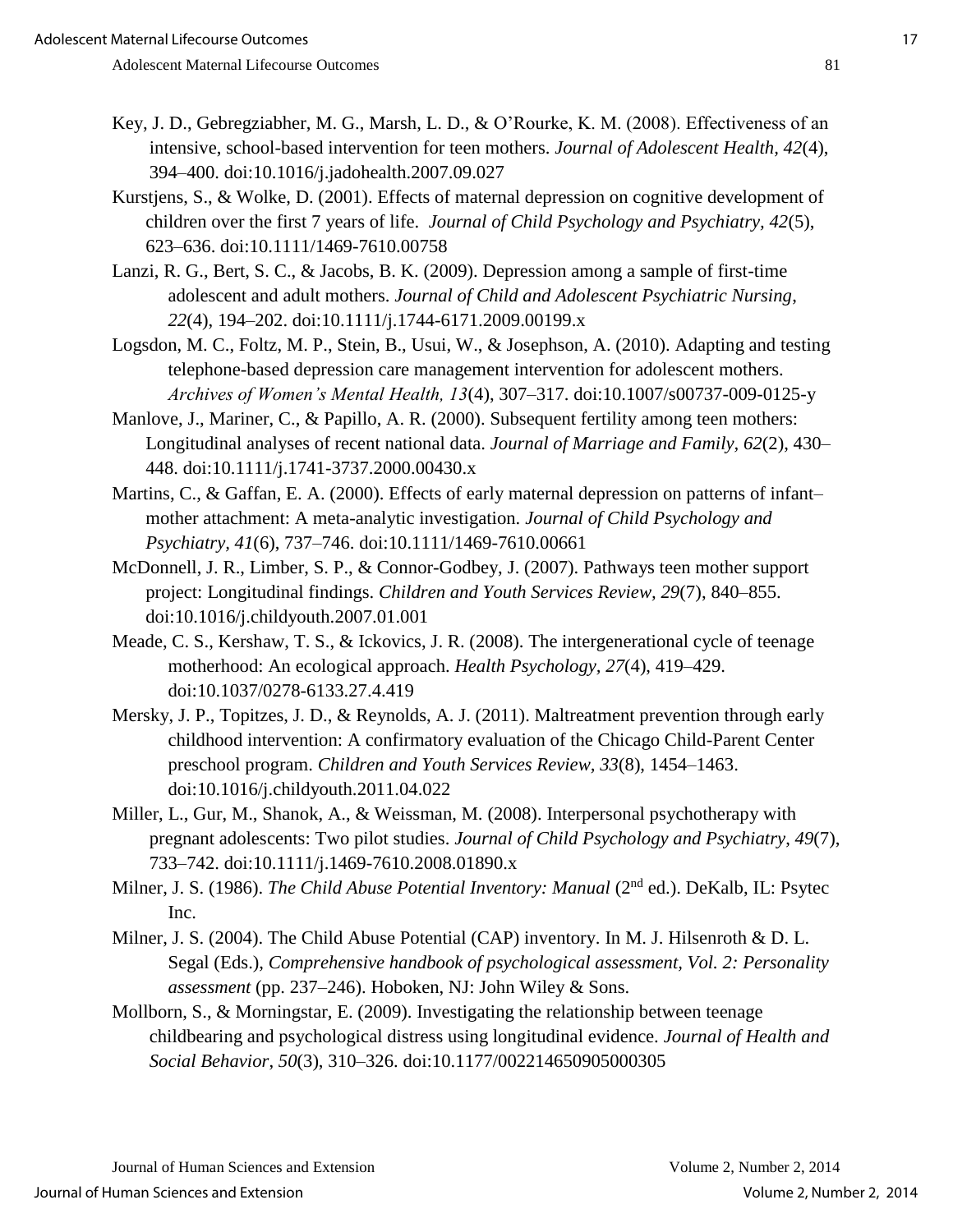Key, J. D., Gebregziabher, M. G., Marsh, L. D., & O'Rourke, K. M. (2008). Effectiveness of an intensive, school-based intervention for teen mothers. *Journal of Adolescent Health, 42*(4), 394–400. doi:10.1016/j.jadohealth.2007.09.027

Kurstjens, S., & Wolke, D. (2001). Effects of maternal depression on cognitive development of children over the first 7 years of life. *Journal of Child Psychology and Psychiatry, 42*(5), 623–636. doi:10.1111/1469-7610.00758

Lanzi, R. G., Bert, S. C., & Jacobs, B. K. (2009). Depression among a sample of first-time adolescent and adult mothers. *Journal of Child and Adolescent Psychiatric Nursing, 22*(4), 194–202. doi:10.1111/j.1744-6171.2009.00199.x

Logsdon, M. C., Foltz, M. P., Stein, B., Usui, W., & Josephson, A. (2010). Adapting and testing telephone-based depression care management intervention for adolescent mothers. *Archives of Women's Mental Health, 13*(4), 307–317. doi:10.1007/s00737-009-0125-y

Manlove, J., Mariner, C., & Papillo, A. R. (2000). Subsequent fertility among teen mothers: Longitudinal analyses of recent national data. *Journal of Marriage and Family, 62*(2), 430–448. doi:10.1111/j.1741-3737.2000.00430.x

Martins, C., & Gaffan, E. A. (2000). Effects of early maternal depression on patterns of infant–mother attachment: A meta-analytic investigation. *Journal of Child Psychology and Psychiatry, 41*(6), 737–746. doi:10.1111/1469-7610.00661

McDonnell, J. R., Limber, S. P., & Connor-Godbey, J. (2007). Pathways teen mother support project: Longitudinal findings. *Children and Youth Services Review, 29*(7), 840–855. doi:10.1016/j.childyouth.2007.01.001

Meade, C. S., Kershaw, T. S., & Ickovics, J. R. (2008). The intergenerational cycle of teenage motherhood: An ecological approach. *Health Psychology, 27*(4), 419–429. doi:10.1037/0278-6133.27.4.419

Mersky, J. P., Topitzes, J. D., & Reynolds, A. J. (2011). Maltreatment prevention through early childhood intervention: A confirmatory evaluation of the Chicago Child-Parent Center preschool program. *Children and Youth Services Review, 33*(8), 1454–1463. doi:10.1016/j.childyouth.2011.04.022

Miller, L., Gur, M., Shanok, A., & Weissman, M. (2008). Interpersonal psychotherapy with pregnant adolescents: Two pilot studies. *Journal of Child Psychology and Psychiatry, 49*(7), 733–742. doi:10.1111/j.1469-7610.2008.01890.x

Milner, J. S. (1986). *The Child Abuse Potential Inventory: Manual* (2nd ed.). DeKalb, IL: Psytec Inc.

Milner, J. S. (2004). The Child Abuse Potential (CAP) inventory. In M. J. Hilsenroth & D. L. Segal (Eds.), *Comprehensive handbook of psychological assessment, Vol. 2: Personality assessment* (pp. 237–246). Hoboken, NJ: John Wiley & Sons.

Mollborn, S., & Morningstar, E. (2009). Investigating the relationship between teenage childbearing and psychological distress using longitudinal evidence. *Journal of Health and Social Behavior, 50*(3), 310–326. doi:10.1177/002214650905000305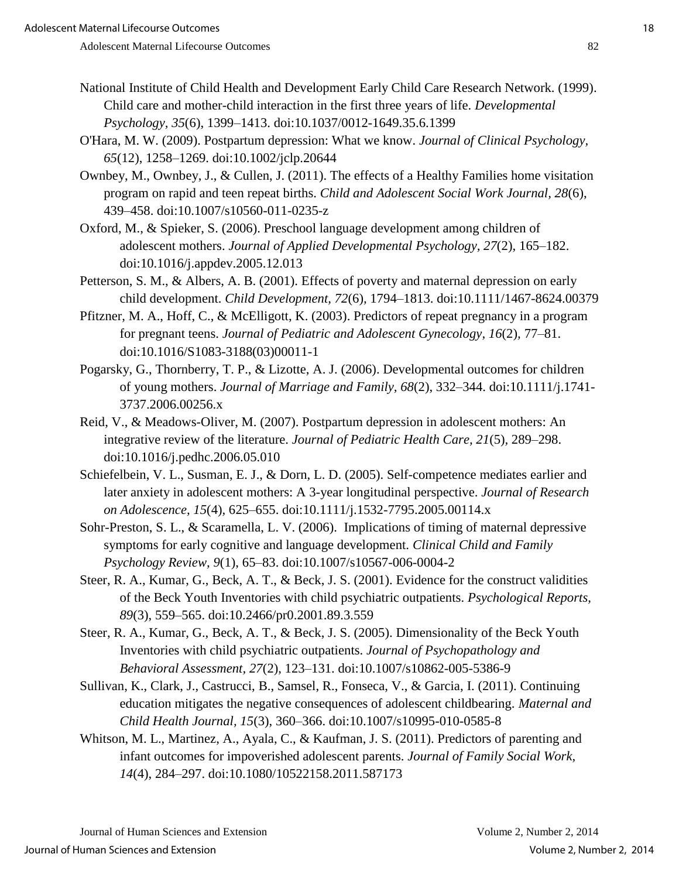National Institute of Child Health and Development Early Child Care Research Network. (1999). Child care and mother-child interaction in the first three years of life. *Developmental Psychology, 35*(6), 1399–1413. doi:10.1037/0012-1649.35.6.1399

O'Hara, M. W. (2009). Postpartum depression: What we know. *Journal of Clinical Psychology, 65*(12), 1258–1269. doi:10.1002/jclp.20644

Ownbey, M., Ownbey, J., & Cullen, J. (2011). The effects of a Healthy Families home visitation program on rapid and teen repeat births. *Child and Adolescent Social Work Journal, 28*(6), 439–458. doi:10.1007/s10560-011-0235-z

Oxford, M., & Spieker, S. (2006). Preschool language development among children of adolescent mothers. *Journal of Applied Developmental Psychology, 27*(2), 165–182. doi:10.1016/j.appdev.2005.12.013

Petterson, S. M., & Albers, A. B. (2001). Effects of poverty and maternal depression on early child development. *Child Development, 72*(6), 1794–1813. doi:10.1111/1467-8624.00379

Pfitzner, M. A., Hoff, C., & McElligott, K. (2003). Predictors of repeat pregnancy in a program for pregnant teens. *Journal of Pediatric and Adolescent Gynecology, 16*(2), 77–81. doi:10.1016/S1083-3188(03)00011-1

Pogarsky, G., Thornberry, T. P., & Lizotte, A. J. (2006). Developmental outcomes for children of young mothers. *Journal of Marriage and Family, 68*(2), 332–344. doi:10.1111/j.1741-3737.2006.00256.x

Reid, V., & Meadows-Oliver, M. (2007). Postpartum depression in adolescent mothers: An integrative review of the literature. *Journal of Pediatric Health Care, 21*(5), 289–298. doi:10.1016/j.pedhc.2006.05.010

Schiefelbein, V. L., Susman, E. J., & Dorn, L. D. (2005). Self-competence mediates earlier and later anxiety in adolescent mothers: A 3-year longitudinal perspective. *Journal of Research on Adolescence, 15*(4), 625–655. doi:10.1111/j.1532-7795.2005.00114.x

Sohr-Preston, S. L., & Scaramella, L. V. (2006). Implications of timing of maternal depressive symptoms for early cognitive and language development. *Clinical Child and Family Psychology Review, 9*(1), 65–83. doi:10.1007/s10567-006-0004-2

Steer, R. A., Kumar, G., Beck, A. T., & Beck, J. S. (2001). Evidence for the construct validities of the Beck Youth Inventories with child psychiatric outpatients. *Psychological Reports, 89*(3), 559–565. doi:10.2466/pr0.2001.89.3.559

Steer, R. A., Kumar, G., Beck, A. T., & Beck, J. S. (2005). Dimensionality of the Beck Youth Inventories with child psychiatric outpatients. *Journal of Psychopathology and Behavioral Assessment, 27*(2), 123–131. doi:10.1007/s10862-005-5386-9

Sullivan, K., Clark, J., Castrucci, B., Samsel, R., Fonseca, V., & Garcia, I. (2011). Continuing education mitigates the negative consequences of adolescent childbearing. *Maternal and Child Health Journal, 15*(3), 360–366. doi:10.1007/s10995-010-0585-8

Whitson, M. L., Martinez, A., Ayala, C., & Kaufman, J. S. (2011). Predictors of parenting and infant outcomes for impoverished adolescent parents. *Journal of Family Social Work, 14*(4), 284–297. doi:10.1080/10522158.2011.587173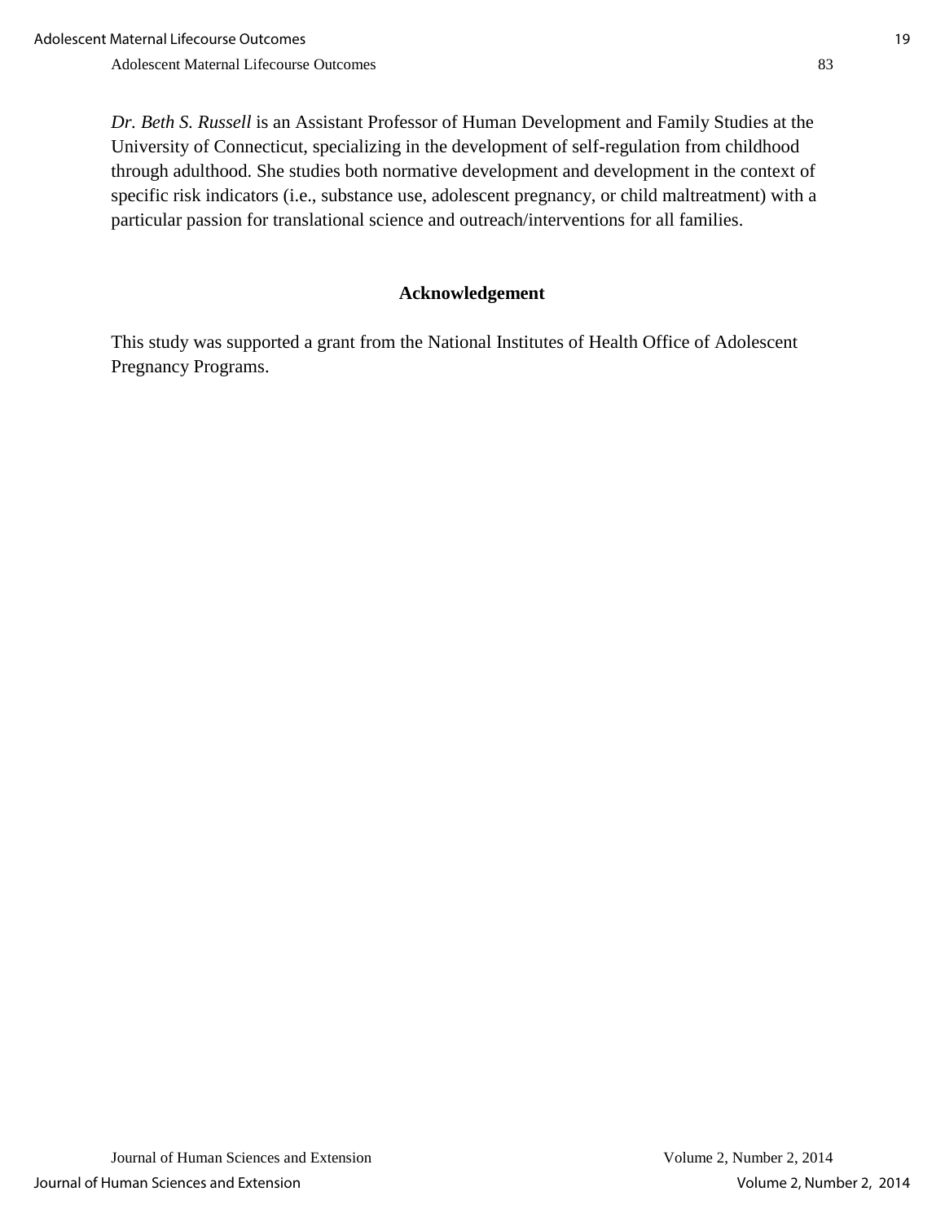*Dr. Beth S. Russell* is an Assistant Professor of Human Development and Family Studies at the University of Connecticut, specializing in the development of self-regulation from childhood through adulthood. She studies both normative development and development in the context of specific risk indicators (i.e., substance use, adolescent pregnancy, or child maltreatment) with a particular passion for translational science and outreach/interventions for all families.

## Acknowledgement

This study was supported a grant from the National Institutes of Health Office of Adolescent Pregnancy Programs.